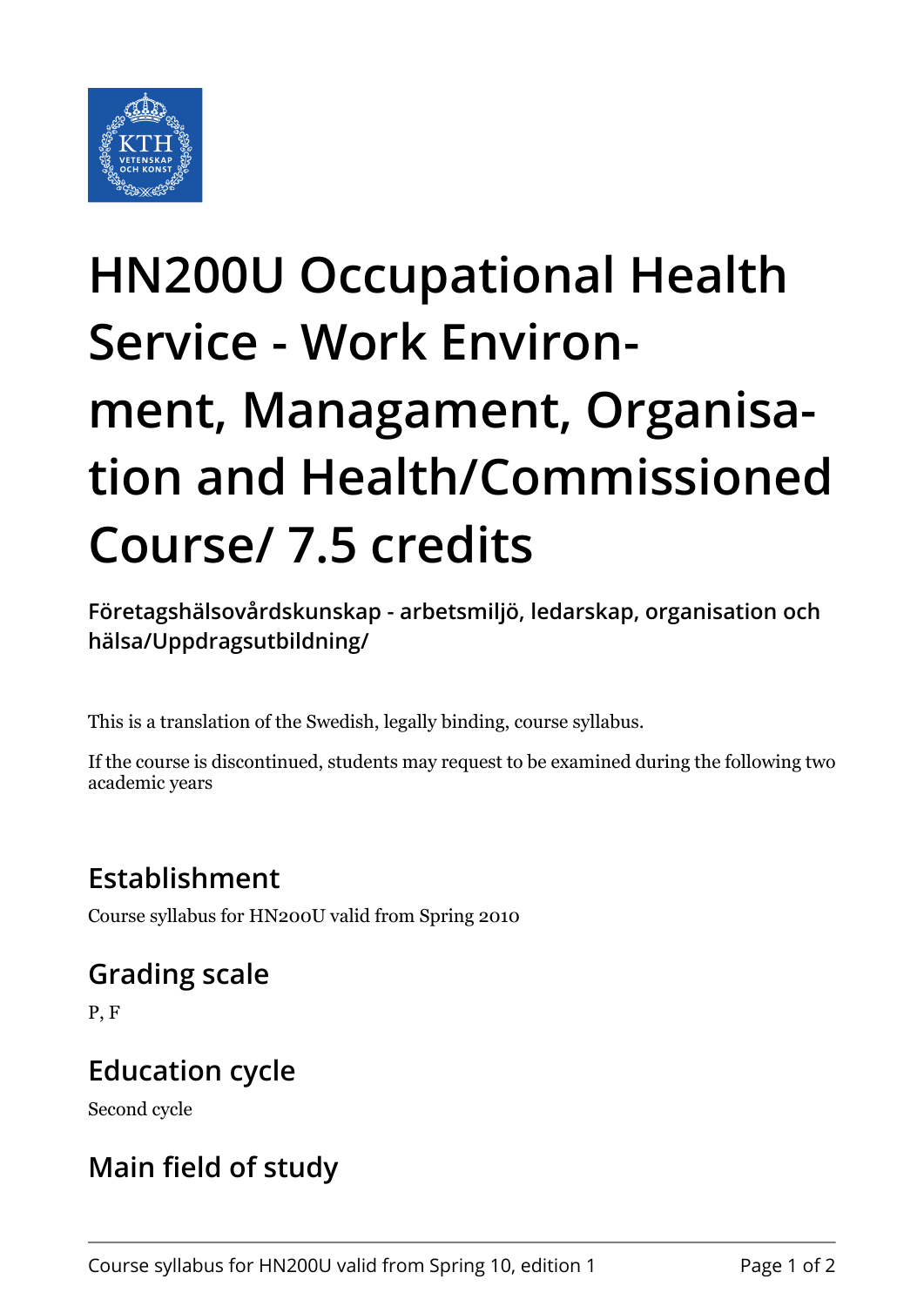# HN200U Occupational Health Service - Work Environment, Managament, Organisation and Health/Commissioned Course/ 7.5 credits

**Företagshälsovårdskunskap - arbetsmiljö, ledarskap, organisation och hälsa/Uppdragsutbildning/**

This is a translation of the Swedish, legally binding, course syllabus.

If the course is discontinued, students may request to be examined during the following two academic years

## Establishment

Course syllabus for HN200U valid from Spring 2010

## Grading scale

P, F

## Education cycle

Second cycle

## Main field of study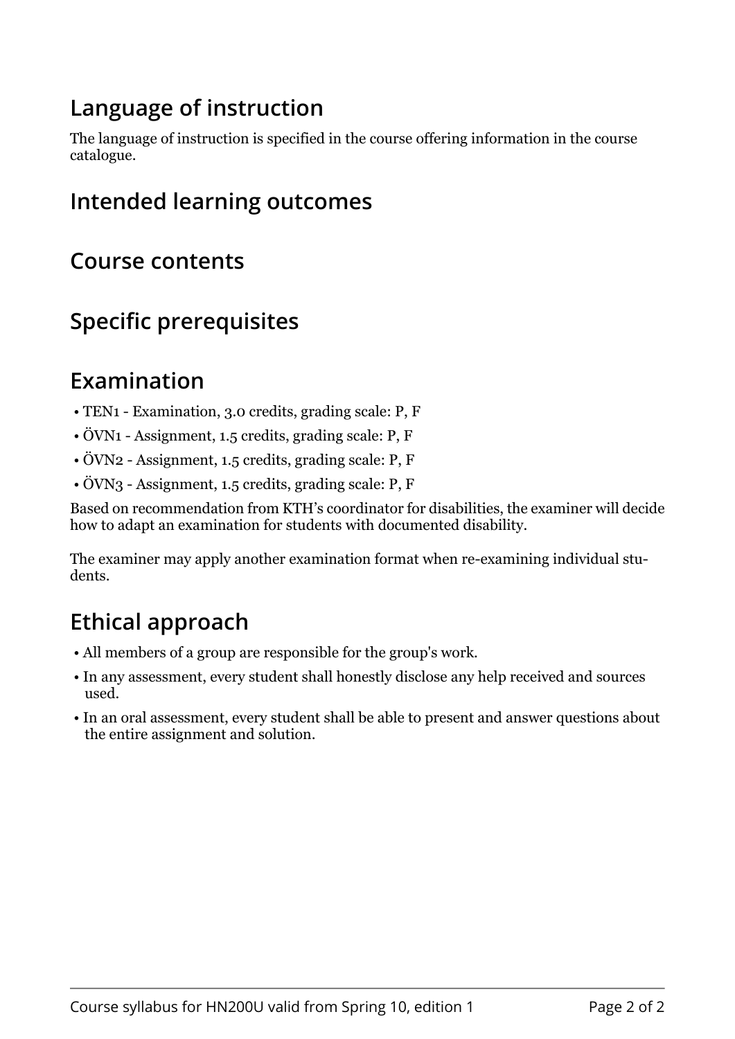## Language of instruction

The language of instruction is specified in the course offering information in the course catalogue.

## Intended learning outcomes

## Course contents

## Specific prerequisites

## Examination

- TEN1 - Examination, 3.0 credits, grading scale: P, F
- ÖVN1 - Assignment, 1.5 credits, grading scale: P, F
- ÖVN2 - Assignment, 1.5 credits, grading scale: P, F
- ÖVN3 - Assignment, 1.5 credits, grading scale: P, F

Based on recommendation from KTH's coordinator for disabilities, the examiner will decide how to adapt an examination for students with documented disability.

The examiner may apply another examination format when re-examining individual students.

## Ethical approach

- All members of a group are responsible for the group's work.
- In any assessment, every student shall honestly disclose any help received and sources used.
- In an oral assessment, every student shall be able to present and answer questions about the entire assignment and solution.